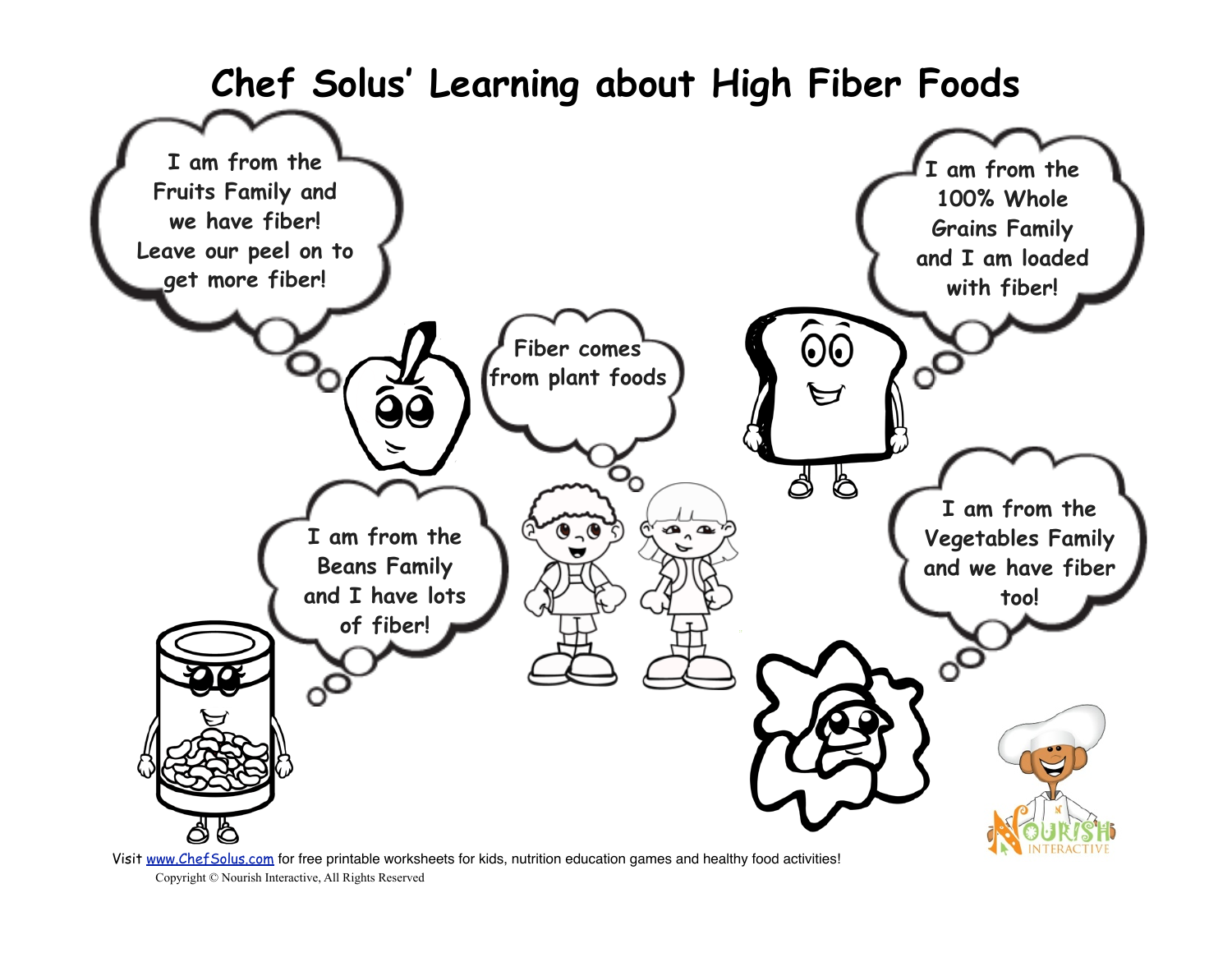# Chef Solus' Learning about High Fiber Foods

I am from the Fruits Family and we have fiber! Leave our peel on to get more fiber!

I am from the 100% Whole Grains Family and I am loaded with fiber!

Fiber comes from plant foods

I am from the Beans Family and I have lots of fiber!

I am from the Vegetables Family and we have fiber too!

Visit www.ChefSolus.com for free printable worksheets for kids, nutrition education games and healthy food activities!

Copyright © Nourish Interactive, All Rights Reserved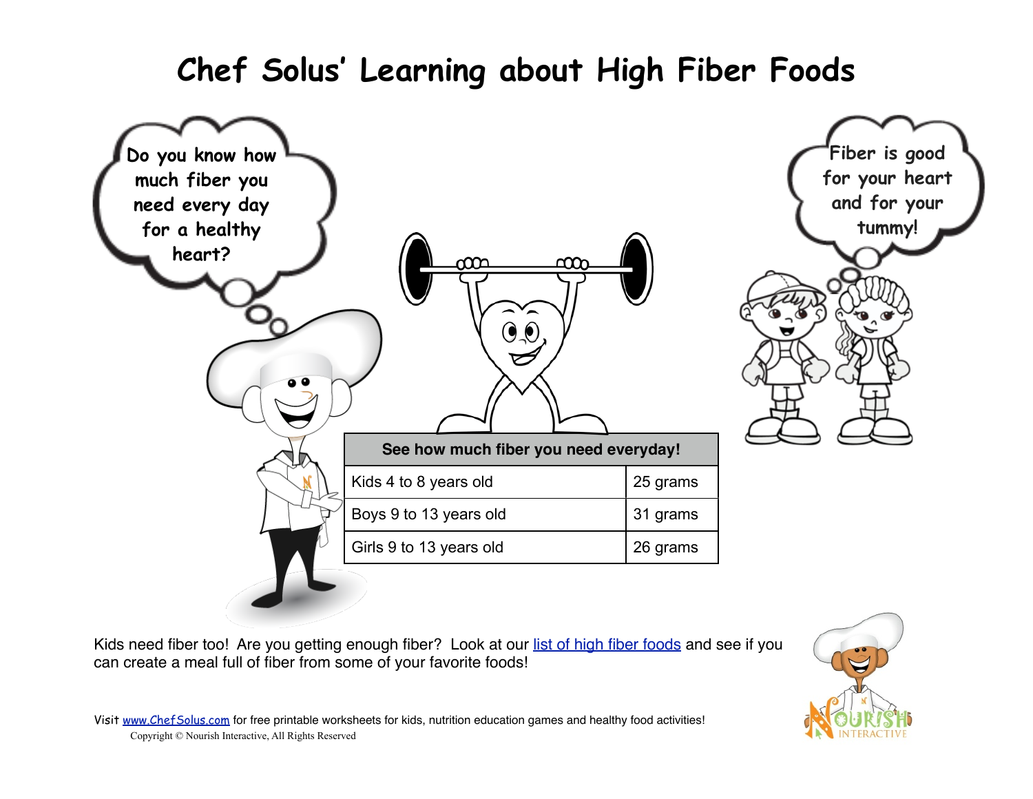# Chef Solus' Learning about High Fiber Foods

Do you know how much fiber you need every day for a healthy heart?

Fiber is good for your heart and for your tummy!

| See how much fiber you need everyday! | |
|---|---|
| Kids 4 to 8 years old | 25 grams |
| Boys 9 to 13 years old | 31 grams |
| Girls 9 to 13 years old | 26 grams |

Kids need fiber too! Are you getting enough fiber? Look at our [list of high fiber foods](list of high fiber foods) and see if you can create a meal full of fiber from some of your favorite foods!

Visit [www.ChefSolus.com](www.ChefSolus.com) for free printable worksheets for kids, nutrition education games and healthy food activities!

Copyright © Nourish Interactive, All Rights Reserved